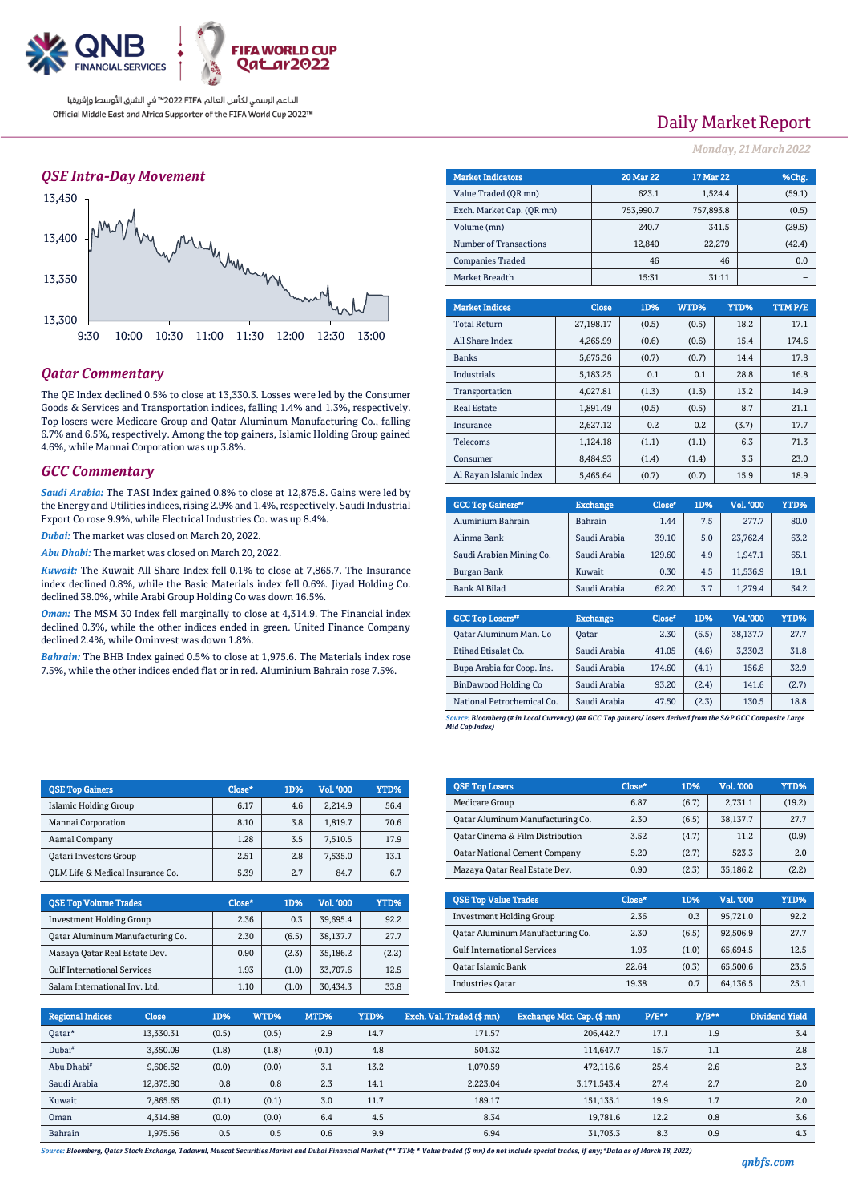QNB FINANCIAL SERVICES | FIFA WORLD CUP Qatar2022

الداعم الرسمي لكأس العالم FIFA 2022™ في الشرق الأوسط وإفريقيا
Official Middle East and Africa Supporter of the FIFA World Cup 2022™

# Daily Market Report

*Monday, 21 March 2022*

## QSE Intra-Day Movement

## Qatar Commentary

The QE Index declined 0.5% to close at 13,330.3. Losses were led by the Consumer Goods & Services and Transportation indices, falling 1.4% and 1.3%, respectively. Top losers were Medicare Group and Qatar Aluminum Manufacturing Co., falling 6.7% and 6.5%, respectively. Among the top gainers, Islamic Holding Group gained 4.6%, while Mannai Corporation was up 3.8%.

## GCC Commentary

*Saudi Arabia:* The TASI Index gained 0.8% to close at 12,875.8. Gains were led by the Energy and Utilities indices, rising 2.9% and 1.4%, respectively. Saudi Industrial Export Co rose 9.9%, while Electrical Industries Co. was up 8.4%.

*Dubai:* The market was closed on March 20, 2022.

*Abu Dhabi:* The market was closed on March 20, 2022.

*Kuwait:* The Kuwait All Share Index fell 0.1% to close at 7,865.7. The Insurance index declined 0.8%, while the Basic Materials index fell 0.6%. Jiyad Holding Co. declined 38.0%, while Arabi Group Holding Co was down 16.5%.

*Oman:* The MSM 30 Index fell marginally to close at 4,314.9. The Financial index declined 0.3%, while the other indices ended in green. United Finance Company declined 2.4%, while Ominvest was down 1.8%.

*Bahrain:* The BHB Index gained 0.5% to close at 1,975.6. The Materials index rose 7.5%, while the other indices ended flat or in red. Aluminium Bahrain rose 7.5%.

| Market Indicators | 20 Mar 22 | 17 Mar 22 | %Chg. |
|---|---|---|---|
| Value Traded (QR mn) | 623.1 | 1,524.4 | (59.1) |
| Exch. Market Cap. (QR mn) | 753,990.7 | 757,893.8 | (0.5) |
| Volume (mn) | 240.7 | 341.5 | (29.5) |
| Number of Transactions | 12,840 | 22,279 | (42.4) |
| Companies Traded | 46 | 46 | 0.0 |
| Market Breadth | 15:31 | 31:11 | – |

| Market Indices | Close | 1D% | WTD% | YTD% | TTM P/E |
|---|---|---|---|---|---|
| Total Return | 27,198.17 | (0.5) | (0.5) | 18.2 | 17.1 |
| All Share Index | 4,265.99 | (0.6) | (0.6) | 15.4 | 174.6 |
| Banks | 5,675.36 | (0.7) | (0.7) | 14.4 | 17.8 |
| Industrials | 5,183.25 | 0.1 | 0.1 | 28.8 | 16.8 |
| Transportation | 4,027.81 | (1.3) | (1.3) | 13.2 | 14.9 |
| Real Estate | 1,891.49 | (0.5) | (0.5) | 8.7 | 21.1 |
| Insurance | 2,627.12 | 0.2 | 0.2 | (3.7) | 17.7 |
| Telecoms | 1,124.18 | (1.1) | (1.1) | 6.3 | 71.3 |
| Consumer | 8,484.93 | (1.4) | (1.4) | 3.3 | 23.0 |
| Al Rayan Islamic Index | 5,465.64 | (0.7) | (0.7) | 15.9 | 18.9 |

| GCC Top Gainers## | Exchange | Close# | 1D% | Vol. '000 | YTD% |
|---|---|---|---|---|---|
| Aluminium Bahrain | Bahrain | 1.44 | 7.5 | 277.7 | 80.0 |
| Alinma Bank | Saudi Arabia | 39.10 | 5.0 | 23,762.4 | 63.2 |
| Saudi Arabian Mining Co. | Saudi Arabia | 129.60 | 4.9 | 1,947.1 | 65.1 |
| Burgan Bank | Kuwait | 0.30 | 4.5 | 11,536.9 | 19.1 |
| Bank Al Bilad | Saudi Arabia | 62.20 | 3.7 | 1,279.4 | 34.2 |

| GCC Top Losers## | Exchange | Close# | 1D% | Vol. '000 | YTD% |
|---|---|---|---|---|---|
| Qatar Aluminum Man. Co | Qatar | 2.30 | (6.5) | 38,137.7 | 27.7 |
| Etihad Etisalat Co. | Saudi Arabia | 41.05 | (4.6) | 3,330.3 | 31.8 |
| Bupa Arabia for Coop. Ins. | Saudi Arabia | 174.60 | (4.1) | 156.8 | 32.9 |
| BinDawood Holding Co | Saudi Arabia | 93.20 | (2.4) | 141.6 | (2.7) |
| National Petrochemical Co. | Saudi Arabia | 47.50 | (2.3) | 130.5 | 18.8 |

*Source: Bloomberg (# in Local Currency) (## GCC Top gainers/ losers derived from the S&P GCC Composite Large Mid Cap Index)*

| QSE Top Gainers | Close* | 1D% | Vol. '000 | YTD% |
|---|---|---|---|---|
| Islamic Holding Group | 6.17 | 4.6 | 2,214.9 | 56.4 |
| Mannai Corporation | 8.10 | 3.8 | 1,819.7 | 70.6 |
| Aamal Company | 1.28 | 3.5 | 7,510.5 | 17.9 |
| Qatari Investors Group | 2.51 | 2.8 | 7,535.0 | 13.1 |
| QLM Life & Medical Insurance Co. | 5.39 | 2.7 | 84.7 | 6.7 |

| QSE Top Volume Trades | Close* | 1D% | Vol. '000 | YTD% |
|---|---|---|---|---|
| Investment Holding Group | 2.36 | 0.3 | 39,695.4 | 92.2 |
| Qatar Aluminum Manufacturing Co. | 2.30 | (6.5) | 38,137.7 | 27.7 |
| Mazaya Qatar Real Estate Dev. | 0.90 | (2.3) | 35,186.2 | (2.2) |
| Gulf International Services | 1.93 | (1.0) | 33,707.6 | 12.5 |
| Salam International Inv. Ltd. | 1.10 | (1.0) | 30,434.3 | 33.8 |

| QSE Top Losers | Close* | 1D% | Vol. '000 | YTD% |
|---|---|---|---|---|
| Medicare Group | 6.87 | (6.7) | 2,731.1 | (19.2) |
| Qatar Aluminum Manufacturing Co. | 2.30 | (6.5) | 38,137.7 | 27.7 |
| Qatar Cinema & Film Distribution | 3.52 | (4.7) | 11.2 | (0.9) |
| Qatar National Cement Company | 5.20 | (2.7) | 523.3 | 2.0 |
| Mazaya Qatar Real Estate Dev. | 0.90 | (2.3) | 35,186.2 | (2.2) |

| QSE Top Value Trades | Close* | 1D% | Val. '000 | YTD% |
|---|---|---|---|---|
| Investment Holding Group | 2.36 | 0.3 | 95,721.0 | 92.2 |
| Qatar Aluminum Manufacturing Co. | 2.30 | (6.5) | 92,506.9 | 27.7 |
| Gulf International Services | 1.93 | (1.0) | 65,694.5 | 12.5 |
| Qatar Islamic Bank | 22.64 | (0.3) | 65,500.6 | 23.5 |
| Industries Qatar | 19.38 | 0.7 | 64,136.5 | 25.1 |

| Regional Indices | Close | 1D% | WTD% | MTD% | YTD% | Exch. Val. Traded ($ mn) | Exchange Mkt. Cap. ($ mn) | P/E** | P/B** | Dividend Yield |
|---|---|---|---|---|---|---|---|---|---|---|
| Qatar* | 13,330.31 | (0.5) | (0.5) | 2.9 | 14.7 | 171.57 | 206,442.7 | 17.1 | 1.9 | 3.4 |
| Dubai# | 3,350.09 | (1.8) | (1.8) | (0.1) | 4.8 | 504.32 | 114,647.7 | 15.7 | 1.1 | 2.8 |
| Abu Dhabi# | 9,606.52 | (0.0) | (0.0) | 3.1 | 13.2 | 1,070.59 | 472,116.6 | 25.4 | 2.6 | 2.3 |
| Saudi Arabia | 12,875.80 | 0.8 | 0.8 | 2.3 | 14.1 | 2,223.04 | 3,171,543.4 | 27.4 | 2.7 | 2.0 |
| Kuwait | 7,865.65 | (0.1) | (0.1) | 3.0 | 11.7 | 189.17 | 151,135.1 | 19.9 | 1.7 | 2.0 |
| Oman | 4,314.88 | (0.0) | (0.0) | 6.4 | 4.5 | 8.34 | 19,781.6 | 12.2 | 0.8 | 3.6 |
| Bahrain | 1,975.56 | 0.5 | 0.5 | 0.6 | 9.9 | 6.94 | 31,703.3 | 8.3 | 0.9 | 4.3 |

*Source: Bloomberg, Qatar Stock Exchange, Tadawul, Muscat Securities Market and Dubai Financial Market (** TTM; * Value traded ($ mn) do not include special trades, if any; #Data as of March 18, 2022)*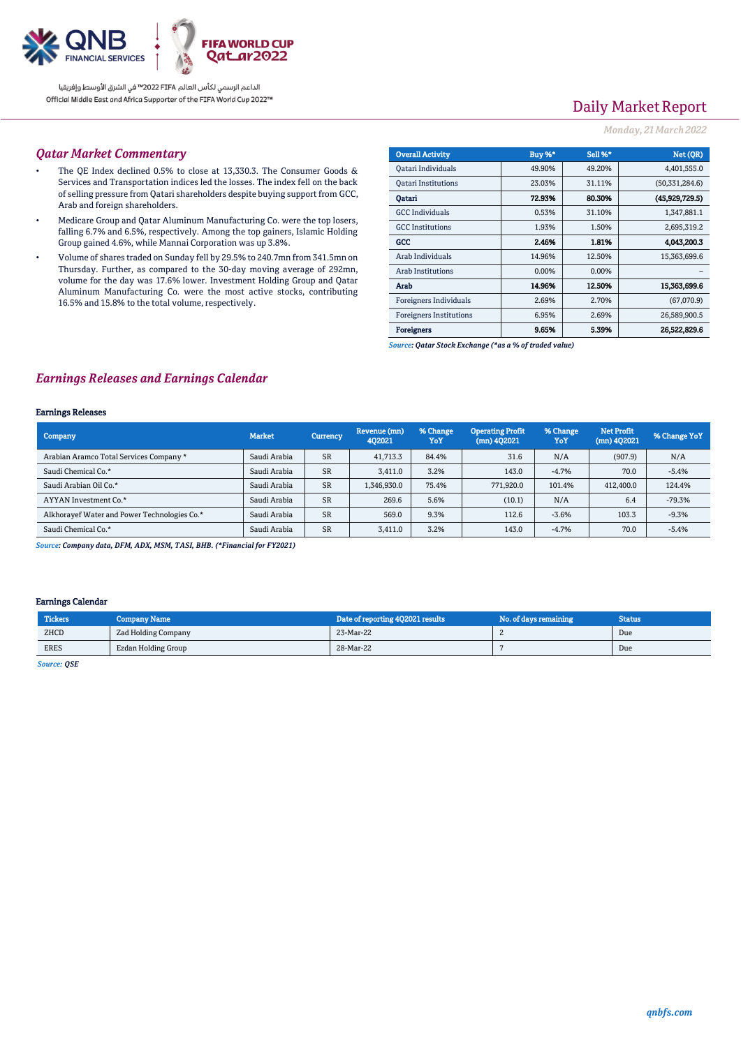# Daily Market Report

*Monday, 21 March 2022*

## Qatar Market Commentary

- The QE Index declined 0.5% to close at 13,330.3. The Consumer Goods & Services and Transportation indices led the losses. The index fell on the back of selling pressure from Qatari shareholders despite buying support from GCC, Arab and foreign shareholders.
- Medicare Group and Qatar Aluminum Manufacturing Co. were the top losers, falling 6.7% and 6.5%, respectively. Among the top gainers, Islamic Holding Group gained 4.6%, while Mannai Corporation was up 3.8%.
- Volume of shares traded on Sunday fell by 29.5% to 240.7mn from 341.5mn on Thursday. Further, as compared to the 30-day moving average of 292mn, volume for the day was 17.6% lower. Investment Holding Group and Qatar Aluminum Manufacturing Co. were the most active stocks, contributing 16.5% and 15.8% to the total volume, respectively.

| Overall Activity | Buy %* | Sell %* | Net (QR) |
|---|---|---|---|
| Qatari Individuals | 49.90% | 49.20% | 4,401,555.0 |
| Qatari Institutions | 23.03% | 31.11% | (50,331,284.6) |
| **Qatari** | **72.93%** | **80.30%** | **(45,929,729.5)** |
| GCC Individuals | 0.53% | 31.10% | 1,347,881.1 |
| GCC Institutions | 1.93% | 1.50% | 2,695,319.2 |
| **GCC** | **2.46%** | **1.81%** | **4,043,200.3** |
| Arab Individuals | 14.96% | 12.50% | 15,363,699.6 |
| Arab Institutions | 0.00% | 0.00% | – |
| **Arab** | **14.96%** | **12.50%** | **15,363,699.6** |
| Foreigners Individuals | 2.69% | 2.70% | (67,070.9) |
| Foreigners Institutions | 6.95% | 2.69% | 26,589,900.5 |
| **Foreigners** | **9.65%** | **5.39%** | **26,522,829.6** |

*Source: Qatar Stock Exchange (\*as a % of traded value)*

## Earnings Releases and Earnings Calendar

### Earnings Releases

| Company | Market | Currency | Revenue (mn) 4Q2021 | % Change YoY | Operating Profit (mn) 4Q2021 | % Change YoY | Net Profit (mn) 4Q2021 | % Change YoY |
|---|---|---|---|---|---|---|---|---|
| Arabian Aramco Total Services Company * | Saudi Arabia | SR | 41,713.3 | 84.4% | 31.6 | N/A | (907.9) | N/A |
| Saudi Chemical Co.* | Saudi Arabia | SR | 3,411.0 | 3.2% | 143.0 | -4.7% | 70.0 | -5.4% |
| Saudi Arabian Oil Co.* | Saudi Arabia | SR | 1,346,930.0 | 75.4% | 771,920.0 | 101.4% | 412,400.0 | 124.4% |
| AYYAN Investment Co.* | Saudi Arabia | SR | 269.6 | 5.6% | (10.1) | N/A | 6.4 | -79.3% |
| Alkhorayef Water and Power Technologies Co.* | Saudi Arabia | SR | 569.0 | 9.3% | 112.6 | -3.6% | 103.3 | -9.3% |
| Saudi Chemical Co.* | Saudi Arabia | SR | 3,411.0 | 3.2% | 143.0 | -4.7% | 70.0 | -5.4% |

*Source: Company data, DFM, ADX, MSM, TASI, BHB. (\*Financial for FY2021)*

### Earnings Calendar

| Tickers | Company Name | Date of reporting 4Q2021 results | No. of days remaining | Status |
|---|---|---|---|---|
| ZHCD | Zad Holding Company | 23-Mar-22 | 2 | Due |
| ERES | Ezdan Holding Group | 28-Mar-22 | 7 | Due |

*Source: QSE*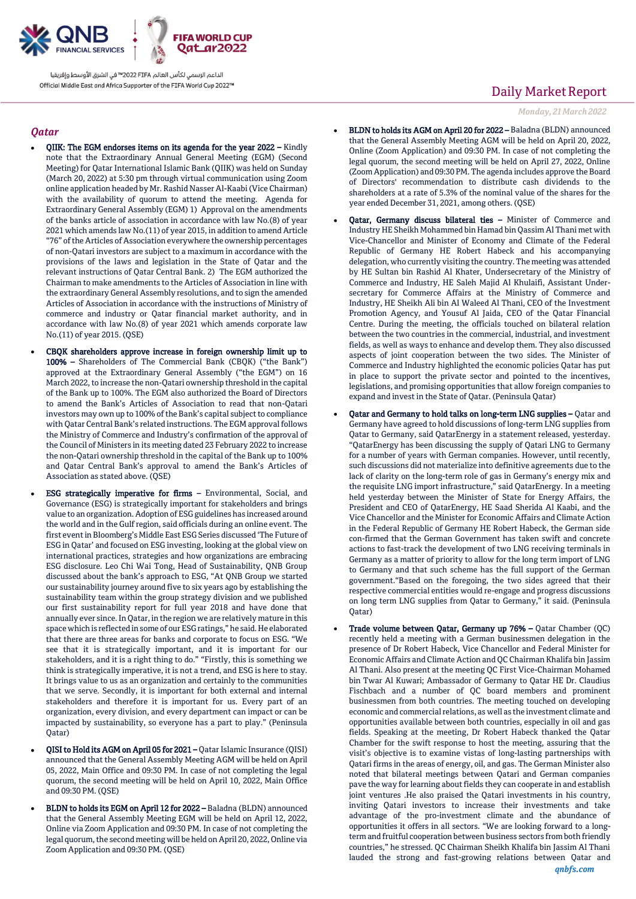## Qatar

- **QIIK: The EGM endorses items on its agenda for the year 2022 –** Kindly note that the Extraordinary Annual General Meeting (EGM) (Second Meeting) for Qatar International Islamic Bank (QIIK) was held on Sunday (March 20, 2022) at 5:30 pm through virtual communication using Zoom online application headed by Mr. Rashid Nasser Al-Kaabi (Vice Chairman) with the availability of quorum to attend the meeting. Agenda for Extraordinary General Assembly (EGM) 1) Approval on the amendments of the banks article of association in accordance with law No.(8) of year 2021 which amends law No.(11) of year 2015, in addition to amend Article "76" of the Articles of Association everywhere the ownership percentages of non-Qatari investors are subject to a maximum in accordance with the provisions of the laws and legislation in the State of Qatar and the relevant instructions of Qatar Central Bank. 2) The EGM authorized the Chairman to make amendments to the Articles of Association in line with the extraordinary General Assembly resolutions, and to sign the amended Articles of Association in accordance with the instructions of Ministry of commerce and industry or Qatar financial market authority, and in accordance with law No.(8) of year 2021 which amends corporate law No.(11) of year 2015. (QSE)

- **CBQK shareholders approve increase in foreign ownership limit up to 100% –** Shareholders of The Commercial Bank (CBQK) ("the Bank") approved at the Extraordinary General Assembly ("the EGM") on 16 March 2022, to increase the non-Qatari ownership threshold in the capital of the Bank up to 100%. The EGM also authorized the Board of Directors to amend the Bank's Articles of Association to read that non-Qatari investors may own up to 100% of the Bank's capital subject to compliance with Qatar Central Bank's related instructions. The EGM approval follows the Ministry of Commerce and Industry's confirmation of the approval of the Council of Ministers in its meeting dated 23 February 2022 to increase the non-Qatari ownership threshold in the capital of the Bank to 100% and Qatar Central Bank's approval to amend the Bank's Articles of Association as stated above. (QSE)

- **ESG strategically imperative for firms –** Environmental, Social, and Governance (ESG) is strategically important for stakeholders and brings value to an organization. Adoption of ESG guidelines has increased around the world and in the Gulf region, said officials during an online event. The first event in Bloomberg's Middle East ESG Series discussed 'The Future of ESG in Qatar' and focused on ESG investing, looking at the global view on international practices, strategies and how organizations are embracing ESG disclosure. Leo Chi Wai Tong, Head of Sustainability, QNB Group discussed about the bank's approach to ESG, "At QNB Group we started our sustainability journey around five to six years ago by establishing the sustainability team within the group strategy division and we published our first sustainability report for full year 2018 and have done that annually ever since. In Qatar, in the region we are relatively mature in this space which is reflected in some of our ESG ratings," he said. He elaborated that there are three areas for banks and corporate to focus on ESG. "We see that it is strategically important, and it is important for our stakeholders, and it is a right thing to do." "Firstly, this is something we think is strategically imperative, it is not a trend, and ESG is here to stay. It brings value to us as an organization and certainly to the communities that we serve. Secondly, it is important for both external and internal stakeholders and therefore it is important for us. Every part of an organization, every division, and every department can impact or can be impacted by sustainability, so everyone has a part to play." (Peninsula Qatar)

- **QISI to Hold its AGM on April 05 for 2021 –** Qatar Islamic Insurance (QISI) announced that the General Assembly Meeting AGM will be held on April 05, 2022, Main Office and 09:30 PM. In case of not completing the legal quorum, the second meeting will be held on April 10, 2022, Main Office and 09:30 PM. (QSE)

- **BLDN to holds its EGM on April 12 for 2022 –** Baladna (BLDN) announced that the General Assembly Meeting EGM will be held on April 12, 2022, Online via Zoom Application and 09:30 PM. In case of not completing the legal quorum, the second meeting will be held on April 20, 2022, Online via Zoom Application and 09:30 PM. (QSE)

- **BLDN to holds its AGM on April 20 for 2022 –** Baladna (BLDN) announced that the General Assembly Meeting AGM will be held on April 20, 2022, Online (Zoom Application) and 09:30 PM. In case of not completing the legal quorum, the second meeting will be held on April 27, 2022, Online (Zoom Application) and 09:30 PM. The agenda includes approve the Board of Directors' recommendation to distribute cash dividends to the shareholders at a rate of 5.3% of the nominal value of the shares for the year ended December 31, 2021, among others. (QSE)

- **Qatar, Germany discuss bilateral ties –** Minister of Commerce and Industry HE Sheikh Mohammed bin Hamad bin Qassim Al Thani met with Vice-Chancellor and Minister of Economy and Climate of the Federal Republic of Germany HE Robert Habeck and his accompanying delegation, who currently visiting the country. The meeting was attended by HE Sultan bin Rashid Al Khater, Undersecretary of the Ministry of Commerce and Industry, HE Saleh Majid Al Khulaifi, Assistant Under-secretary for Commerce Affairs at the Ministry of Commerce and Industry, HE Sheikh Ali bin Al Waleed Al Thani, CEO of the Investment Promotion Agency, and Yousuf Al Jaida, CEO of the Qatar Financial Centre. During the meeting, the officials touched on bilateral relation between the two countries in the commercial, industrial, and investment fields, as well as ways to enhance and develop them. They also discussed aspects of joint cooperation between the two sides. The Minister of Commerce and Industry highlighted the economic policies Qatar has put in place to support the private sector and pointed to the incentives, legislations, and promising opportunities that allow foreign companies to expand and invest in the State of Qatar. (Peninsula Qatar)

- **Qatar and Germany to hold talks on long-term LNG supplies –** Qatar and Germany have agreed to hold discussions of long-term LNG supplies from Qatar to Germany, said QatarEnergy in a statement released, yesterday. "QatarEnergy has been discussing the supply of Qatari LNG to Germany for a number of years with German companies. However, until recently, such discussions did not materialize into definitive agreements due to the lack of clarity on the long-term role of gas in Germany's energy mix and the requisite LNG import infrastructure," said QatarEnergy. In a meeting held yesterday between the Minister of State for Energy Affairs, the President and CEO of QatarEnergy, HE Saad Sherida Al Kaabi, and the Vice Chancellor and the Minister for Economic Affairs and Climate Action in the Federal Republic of Germany HE Robert Habeck, the German side con-firmed that the German Government has taken swift and concrete actions to fast-track the development of two LNG receiving terminals in Germany as a matter of priority to allow for the long term import of LNG to Germany and that such scheme has the full support of the German government."Based on the foregoing, the two sides agreed that their respective commercial entities would re-engage and progress discussions on long term LNG supplies from Qatar to Germany," it said. (Peninsula Qatar)

- **Trade volume between Qatar, Germany up 76% –** Qatar Chamber (QC) recently held a meeting with a German businessmen delegation in the presence of Dr Robert Habeck, Vice Chancellor and Federal Minister for Economic Affairs and Climate Action and QC Chairman Khalifa bin Jassim Al Thani. Also present at the meeting QC First Vice-Chairman Mohamed bin Twar Al Kuwari; Ambassador of Germany to Qatar HE Dr. Claudius Fischbach and a number of QC board members and prominent businessmen from both countries. The meeting touched on developing economic and commercial relations, as well as the investment climate and opportunities available between both countries, especially in oil and gas fields. Speaking at the meeting, Dr Robert Habeck thanked the Qatar Chamber for the swift response to host the meeting, assuring that the visit's objective is to examine vistas of long-lasting partnerships with Qatari firms in the areas of energy, oil, and gas. The German Minister also noted that bilateral meetings between Qatari and German companies pave the way for learning about fields they can cooperate in and establish joint ventures .He also praised the Qatari investments in his country, inviting Qatari investors to increase their investments and take advantage of the pro-investment climate and the abundance of opportunities it offers in all sectors. "We are looking forward to a long-term and fruitful cooperation between business sectors from both friendly countries," he stressed. QC Chairman Sheikh Khalifa bin Jassim Al Thani lauded the strong and fast-growing relations between Qatar and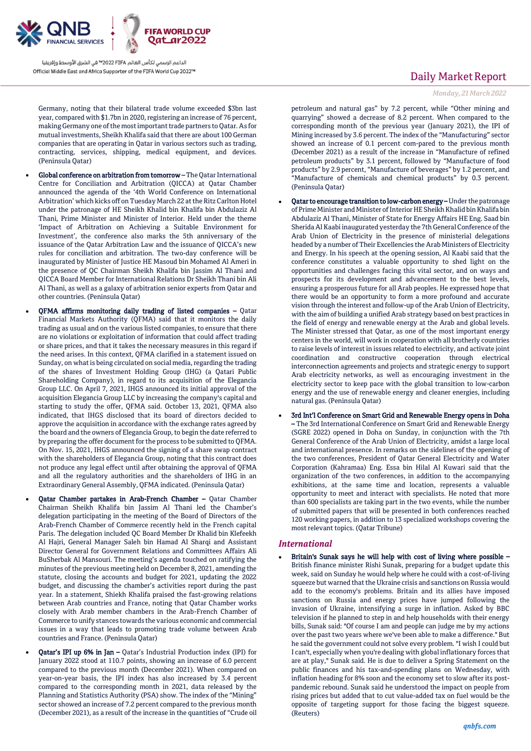Germany, noting that their bilateral trade volume exceeded $3bn last year, compared with $1.7bn in 2020, registering an increase of 76 percent, making Germany one of the most important trade partners to Qatar. As for mutual investments, Sheikh Khalifa said that there are about 100 German companies that are operating in Qatar in various sectors such as trading, contracting, services, shipping, medical equipment, and devices. (Peninsula Qatar)

- **Global conference on arbitration from tomorrow –** The Qatar International Centre for Conciliation and Arbitration (QICCA) at Qatar Chamber announced the agenda of the '4th World Conference on International Arbitration' which kicks off on Tuesday March 22 at the Ritz Carlton Hotel under the patronage of HE Sheikh Khalid bin Khalifa bin Abdulaziz Al Thani, Prime Minister and Minister of Interior. Held under the theme 'Impact of Arbitration on Achieving a Suitable Environment for Investment', the conference also marks the 5th anniversary of the issuance of the Qatar Arbitration Law and the issuance of QICCA's new rules for conciliation and arbitration. The two-day conference will be inaugurated by Minister of Justice HE Masoud bin Mohamed Al Ameri in the presence of QC Chairman Sheikh Khalifa bin Jassim Al Thani and QICCA Board Member for International Relations Dr Sheikh Thani bin Ali Al Thani, as well as a galaxy of arbitration senior experts from Qatar and other countries. (Peninsula Qatar)
- **QFMA affirms monitoring daily trading of listed companies –** Qatar Financial Markets Authority (QFMA) said that it monitors the daily trading as usual and on the various listed companies, to ensure that there are no violations or exploitation of information that could affect trading or share prices, and that it takes the necessary measures in this regard if the need arises. In this context, QFMA clarified in a statement issued on Sunday, on what is being circulated on social media, regarding the trading of the shares of Investment Holding Group (IHG) (a Qatari Public Shareholding Company), in regard to its acquisition of the Elegancia Group LLC. On April 7, 2021, IHGS announced its initial approval of the acquisition Elegancia Group LLC by increasing the company's capital and starting to study the offer, QFMA said. October 13, 2021, QFMA also indicated, that IHGS disclosed that its board of directors decided to approve the acquisition in accordance with the exchange rates agreed by the board and the owners of Elegancia Group, to begin the date referred to by preparing the offer document for the process to be submitted to QFMA. On Nov. 15, 2021, IHGS announced the signing of a share swap contract with the shareholders of Elegancia Group, noting that this contract does not produce any legal effect until after obtaining the approval of QFMA and all the regulatory authorities and the shareholders of IHG in an Extraordinary General Assembly, QFMA indicated. (Peninsula Qatar)
- **Qatar Chamber partakes in Arab-French Chamber –** Qatar Chamber Chairman Sheikh Khalifa bin Jassim Al Thani led the Chamber's delegation participating in the meeting of the Board of Directors of the Arab-French Chamber of Commerce recently held in the French capital Paris. The delegation included QC Board Member Dr Khalid bin Klefeekh Al Hajri, General Manager Saleh bin Hamad Al Sharqi and Assistant Director General for Government Relations and Committees Affairs Ali BuSherbak Al Mansouri. The meeting's agenda touched on ratifying the minutes of the previous meeting held on December 8, 2021, amending the statute, closing the accounts and budget for 2021, updating the 2022 budget, and discussing the chamber's activities report during the past year. In a statement, Sheikh Khalifa praised the fast-growing relations between Arab countries and France, noting that Qatar Chamber works closely with Arab member chambers in the Arab-French Chamber of Commerce to unify stances towards the economic and commercial issues in a way that leads to promoting trade volume between Arab countries and France. (Peninsula Qatar)
- **Qatar's IPI up 6% in Jan –** Qatar's Industrial Production index (IPI) for January 2022 stood at 110.7 points, showing an increase of 6.0 percent compared to the previous month (December 2021). When compared on year-on-year basis, the IPI index has also increased by 3.4 percent compared to the corresponding month in 2021, data released by the Planning and Statistics Authority (PSA) show. The index of the "Mining" sector showed an increase of 7.2 percent compared to the previous month (December 2021), as a result of the increase in the quantities of "Crude oil petroleum and natural gas" by 7.2 percent, while "Other mining and quarrying" showed a decrease of 8.2 percent. When compared to the corresponding month of the previous year (January 2021), the IPI of Mining increased by 3.6 percent. The index of the "Manufacturing" sector showed an increase of 0.1 percent com-pared to the previous month (December 2021) as a result of the increase in "Manufacture of refined petroleum products" by 3.1 percent, followed by "Manufacture of food products" by 2.9 percent, "Manufacture of beverages" by 1.2 percent, and "Manufacture of chemicals and chemical products" by 0.3 percent. (Peninsula Qatar)
- **Qatar to encourage transition to low-carbon energy –** Under the patronage of Prime Minister and Minister of Interior HE Sheikh Khalid bin Khalifa bin Abdulaziz Al Thani, Minister of State for Energy Affairs HE Eng. Saad bin Sherida Al Kaabi inaugurated yesterday the 7th General Conference of the Arab Union of Electricity in the presence of ministerial delegations headed by a number of Their Excellencies the Arab Ministers of Electricity and Energy. In his speech at the opening session, Al Kaabi said that the conference constitutes a valuable opportunity to shed light on the opportunities and challenges facing this vital sector, and on ways and prospects for its development and advancement to the best levels, ensuring a prosperous future for all Arab peoples. He expressed hope that there would be an opportunity to form a more profound and accurate vision through the interest and follow-up of the Arab Union of Electricity, with the aim of building a unified Arab strategy based on best practices in the field of energy and renewable energy at the Arab and global levels. The Minister stressed that Qatar, as one of the most important energy centers in the world, will work in cooperation with all brotherly countries to raise levels of interest in issues related to electricity, and activate joint coordination and constructive cooperation through electrical interconnection agreements and projects and strategic energy to support Arab electricity networks, as well as encouraging investment in the electricity sector to keep pace with the global transition to low-carbon energy and the use of renewable energy and cleaner energies, including natural gas. (Peninsula Qatar)
- **3rd Int'l Conference on Smart Grid and Renewable Energy opens in Doha –** The 3rd International Conference on Smart Grid and Renewable Energy (SGRE 2022) opened in Doha on Sunday, in conjunction with the 7th General Conference of the Arab Union of Electricity, amidst a large local and international presence. In remarks on the sidelines of the opening of the two conferences, President of Qatar General Electricity and Water Corporation (Kahramaa) Eng. Essa bin Hilal Al Kuwari said that the organization of the two conferences, in addition to the accompanying exhibitions, at the same time and location, represents a valuable opportunity to meet and interact with specialists. He noted that more than 600 specialists are taking part in the two events, while the number of submitted papers that will be presented in both conferences reached 120 working papers, in addition to 13 specialized workshops covering the most relevant topics. (Qatar Tribune)

## *International*

- **Britain's Sunak says he will help with cost of living where possible –** British finance minister Rishi Sunak, preparing for a budget update this week, said on Sunday he would help where he could with a cost-of-living squeeze but warned that the Ukraine crisis and sanctions on Russia would add to the economy's problems. Britain and its allies have imposed sanctions on Russia and energy prices have jumped following the invasion of Ukraine, intensifying a surge in inflation. Asked by BBC television if he planned to step in and help households with their energy bills, Sunak said: "Of course I am and people can judge me by my actions over the past two years where we've been able to make a difference." But he said the government could not solve every problem. "I wish I could but I can't, especially when you're dealing with global inflationary forces that are at play," Sunak said. He is due to deliver a Spring Statement on the public finances and his tax-and-spending plans on Wednesday, with inflation heading for 8% soon and the economy set to slow after its post-pandemic rebound. Sunak said he understood the impact on people from rising prices but added that to cut value-added tax on fuel would be the opposite of targeting support for those facing the biggest squeeze. (Reuters)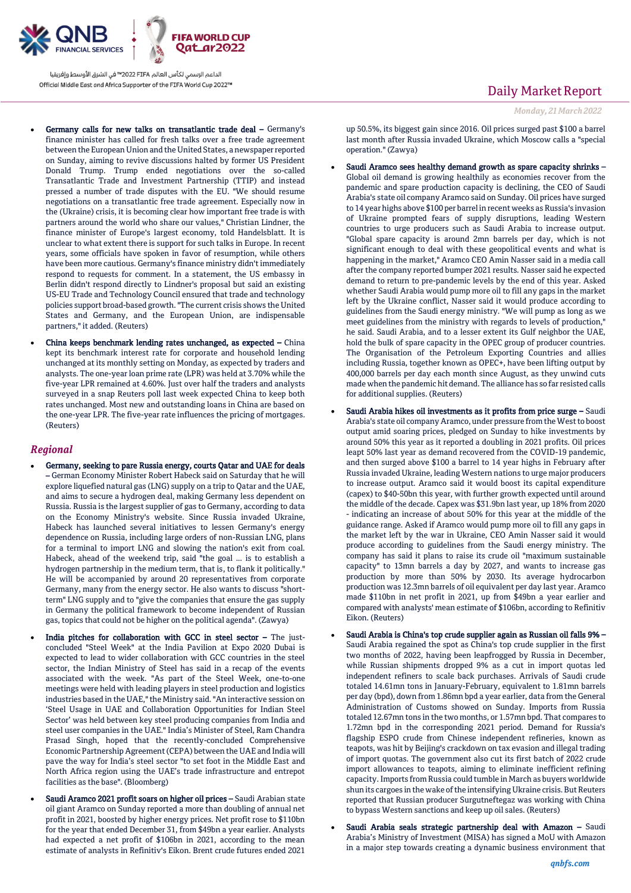- **Germany calls for new talks on transatlantic trade deal –** Germany's finance minister has called for fresh talks over a free trade agreement between the European Union and the United States, a newspaper reported on Sunday, aiming to revive discussions halted by former US President Donald Trump. Trump ended negotiations over the so-called Transatlantic Trade and Investment Partnership (TTIP) and instead pressed a number of trade disputes with the EU. "We should resume negotiations on a transatlantic free trade agreement. Especially now in the (Ukraine) crisis, it is becoming clear how important free trade is with partners around the world who share our values," Christian Lindner, the finance minister of Europe's largest economy, told Handelsblatt. It is unclear to what extent there is support for such talks in Europe. In recent years, some officials have spoken in favor of resumption, while others have been more cautious. Germany's finance ministry didn't immediately respond to requests for comment. In a statement, the US embassy in Berlin didn't respond directly to Lindner's proposal but said an existing US-EU Trade and Technology Council ensured that trade and technology policies support broad-based growth. "The current crisis shows the United States and Germany, and the European Union, are indispensable partners," it added. (Reuters)
- **China keeps benchmark lending rates unchanged, as expected –** China kept its benchmark interest rate for corporate and household lending unchanged at its monthly setting on Monday, as expected by traders and analysts. The one-year loan prime rate (LPR) was held at 3.70% while the five-year LPR remained at 4.60%. Just over half the traders and analysts surveyed in a snap Reuters poll last week expected China to keep both rates unchanged. Most new and outstanding loans in China are based on the one-year LPR. The five-year rate influences the pricing of mortgages. (Reuters)

## *Regional*

- **Germany, seeking to pare Russia energy, courts Qatar and UAE for deals –** German Economy Minister Robert Habeck said on Saturday that he will explore liquefied natural gas (LNG) supply on a trip to Qatar and the UAE, and aims to secure a hydrogen deal, making Germany less dependent on Russia. Russia is the largest supplier of gas to Germany, according to data on the Economy Ministry's website. Since Russia invaded Ukraine, Habeck has launched several initiatives to lessen Germany's energy dependence on Russia, including large orders of non-Russian LNG, plans for a terminal to import LNG and slowing the nation's exit from coal. Habeck, ahead of the weekend trip, said "the goal ... is to establish a hydrogen partnership in the medium term, that is, to flank it politically." He will be accompanied by around 20 representatives from corporate Germany, many from the energy sector. He also wants to discuss "short-term" LNG supply and to "give the companies that ensure the gas supply in Germany the political framework to become independent of Russian gas, topics that could not be higher on the political agenda". (Zawya)
- **India pitches for collaboration with GCC in steel sector –** The just-concluded "Steel Week" at the India Pavilion at Expo 2020 Dubai is expected to lead to wider collaboration with GCC countries in the steel sector, the Indian Ministry of Steel has said in a recap of the events associated with the week. "As part of the Steel Week, one-to-one meetings were held with leading players in steel production and logistics industries based in the UAE," the Ministry said. "An interactive session on 'Steel Usage in UAE and Collaboration Opportunities for Indian Steel Sector' was held between key steel producing companies from India and steel user companies in the UAE." India's Minister of Steel, Ram Chandra Prasad Singh, hoped that the recently-concluded Comprehensive Economic Partnership Agreement (CEPA) between the UAE and India will pave the way for India's steel sector "to set foot in the Middle East and North Africa region using the UAE's trade infrastructure and entrepot facilities as the base". (Bloomberg)
- **Saudi Aramco 2021 profit soars on higher oil prices –** Saudi Arabian state oil giant Aramco on Sunday reported a more than doubling of annual net profit in 2021, boosted by higher energy prices. Net profit rose to $110bn for the year that ended December 31, from $49bn a year earlier. Analysts had expected a net profit of $106bn in 2021, according to the mean estimate of analysts in Refinitiv's Eikon. Brent crude futures ended 2021 up 50.5%, its biggest gain since 2016. Oil prices surged past $100 a barrel last month after Russia invaded Ukraine, which Moscow calls a "special operation." (Zawya)
- **Saudi Aramco sees healthy demand growth as spare capacity shrinks –** Global oil demand is growing healthily as economies recover from the pandemic and spare production capacity is declining, the CEO of Saudi Arabia's state oil company Aramco said on Sunday. Oil prices have surged to 14 year highs above $100 per barrel in recent weeks as Russia's invasion of Ukraine prompted fears of supply disruptions, leading Western countries to urge producers such as Saudi Arabia to increase output. "Global spare capacity is around 2mn barrels per day, which is not significant enough to deal with these geopolitical events and what is happening in the market," Aramco CEO Amin Nasser said in a media call after the company reported bumper 2021 results. Nasser said he expected demand to return to pre-pandemic levels by the end of this year. Asked whether Saudi Arabia would pump more oil to fill any gaps in the market left by the Ukraine conflict, Nasser said it would produce according to guidelines from the Saudi energy ministry. "We will pump as long as we meet guidelines from the ministry with regards to levels of production," he said. Saudi Arabia, and to a lesser extent its Gulf neighbor the UAE, hold the bulk of spare capacity in the OPEC group of producer countries. The Organisation of the Petroleum Exporting Countries and allies including Russia, together known as OPEC+, have been lifting output by 400,000 barrels per day each month since August, as they unwind cuts made when the pandemic hit demand. The alliance has so far resisted calls for additional supplies. (Reuters)
- **Saudi Arabia hikes oil investments as it profits from price surge –** Saudi Arabia's state oil company Aramco, under pressure from the West to boost output amid soaring prices, pledged on Sunday to hike investments by around 50% this year as it reported a doubling in 2021 profits. Oil prices leapt 50% last year as demand recovered from the COVID-19 pandemic, and then surged above $100 a barrel to 14 year highs in February after Russia invaded Ukraine, leading Western nations to urge major producers to increase output. Aramco said it would boost its capital expenditure (capex) to $40-50bn this year, with further growth expected until around the middle of the decade. Capex was $31.9bn last year, up 18% from 2020 - indicating an increase of about 50% for this year at the middle of the guidance range. Asked if Aramco would pump more oil to fill any gaps in the market left by the war in Ukraine, CEO Amin Nasser said it would produce according to guidelines from the Saudi energy ministry. The company has said it plans to raise its crude oil "maximum sustainable capacity" to 13mn barrels a day by 2027, and wants to increase gas production by more than 50% by 2030. Its average hydrocarbon production was 12.31mn barrels of oil equivalent per day last year. Aramco made $110bn in net profit in 2021, up from $49bn a year earlier and compared with analysts' mean estimate of $106bn, according to Refinitiv Eikon. (Reuters)
- **Saudi Arabia is China's top crude supplier again as Russian oil falls 9% –** Saudi Arabia regained the spot as China's top crude supplier in the first two months of 2022, having been leapfrogged by Russia in December, while Russian shipments dropped 9% as a cut in import quotas led independent refiners to scale back purchases. Arrivals of Saudi crude totaled 14.61mn tons in January-February, equivalent to 1.81mn barrels per day (bpd), down from 1.86mn bpd a year earlier, data from the General Administration of Customs showed on Sunday. Imports from Russia totaled 12.67mn tons in the two months, or 1.57mn bpd. That compares to 1.72mn bpd in the corresponding 2021 period. Demand for Russia's flagship ESPO crude from Chinese independent refineries, known as teapots, was hit by Beijing's crackdown on tax evasion and illegal trading of import quotas. The government also cut its first batch of 2022 crude import allowances to teapots, aiming to eliminate inefficient refining capacity. Imports from Russia could tumble in March as buyers worldwide shun its cargoes in the wake of the intensifying Ukraine crisis. But Reuters reported that Russian producer Surgutneftegaz was working with China to bypass Western sanctions and keep up oil sales. (Reuters)
- **Saudi Arabia seals strategic partnership deal with Amazon –** Saudi Arabia's Ministry of Investment (MISA) has signed a MoU with Amazon in a major step towards creating a dynamic business environment that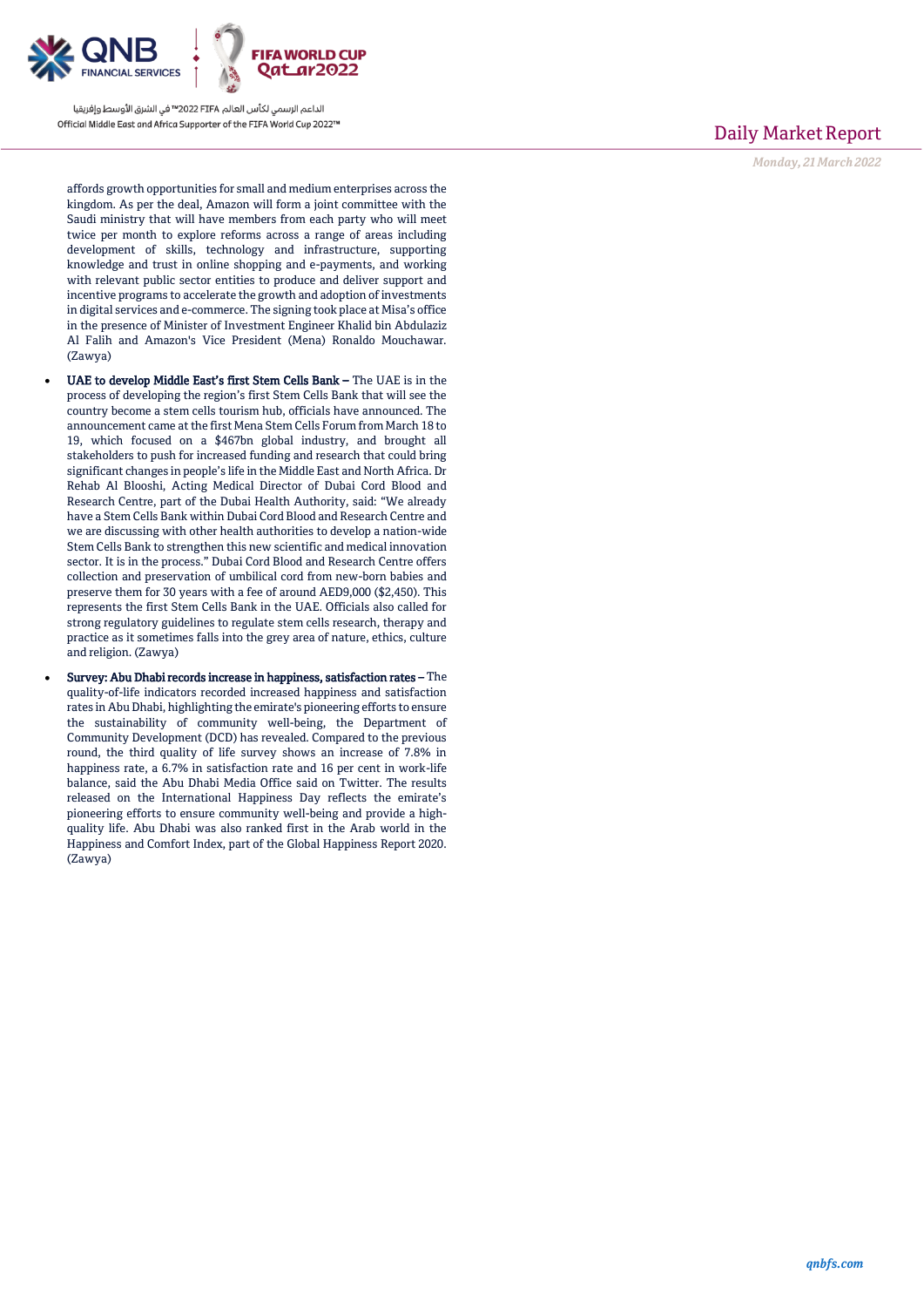affords growth opportunities for small and medium enterprises across the kingdom. As per the deal, Amazon will form a joint committee with the Saudi ministry that will have members from each party who will meet twice per month to explore reforms across a range of areas including development of skills, technology and infrastructure, supporting knowledge and trust in online shopping and e-payments, and working with relevant public sector entities to produce and deliver support and incentive programs to accelerate the growth and adoption of investments in digital services and e-commerce. The signing took place at Misa's office in the presence of Minister of Investment Engineer Khalid bin Abdulaziz Al Falih and Amazon's Vice President (Mena) Ronaldo Mouchawar. (Zawya)

- **UAE to develop Middle East's first Stem Cells Bank –** The UAE is in the process of developing the region's first Stem Cells Bank that will see the country become a stem cells tourism hub, officials have announced. The announcement came at the first Mena Stem Cells Forum from March 18 to 19, which focused on a $467bn global industry, and brought all stakeholders to push for increased funding and research that could bring significant changes in people's life in the Middle East and North Africa. Dr Rehab Al Blooshi, Acting Medical Director of Dubai Cord Blood and Research Centre, part of the Dubai Health Authority, said: "We already have a Stem Cells Bank within Dubai Cord Blood and Research Centre and we are discussing with other health authorities to develop a nation-wide Stem Cells Bank to strengthen this new scientific and medical innovation sector. It is in the process." Dubai Cord Blood and Research Centre offers collection and preservation of umbilical cord from new-born babies and preserve them for 30 years with a fee of around AED9,000 ($2,450). This represents the first Stem Cells Bank in the UAE. Officials also called for strong regulatory guidelines to regulate stem cells research, therapy and practice as it sometimes falls into the grey area of nature, ethics, culture and religion. (Zawya)
- **Survey: Abu Dhabi records increase in happiness, satisfaction rates –** The quality-of-life indicators recorded increased happiness and satisfaction rates in Abu Dhabi, highlighting the emirate's pioneering efforts to ensure the sustainability of community well-being, the Department of Community Development (DCD) has revealed. Compared to the previous round, the third quality of life survey shows an increase of 7.8% in happiness rate, a 6.7% in satisfaction rate and 16 per cent in work-life balance, said the Abu Dhabi Media Office said on Twitter. The results released on the International Happiness Day reflects the emirate's pioneering efforts to ensure community well-being and provide a high-quality life. Abu Dhabi was also ranked first in the Arab world in the Happiness and Comfort Index, part of the Global Happiness Report 2020. (Zawya)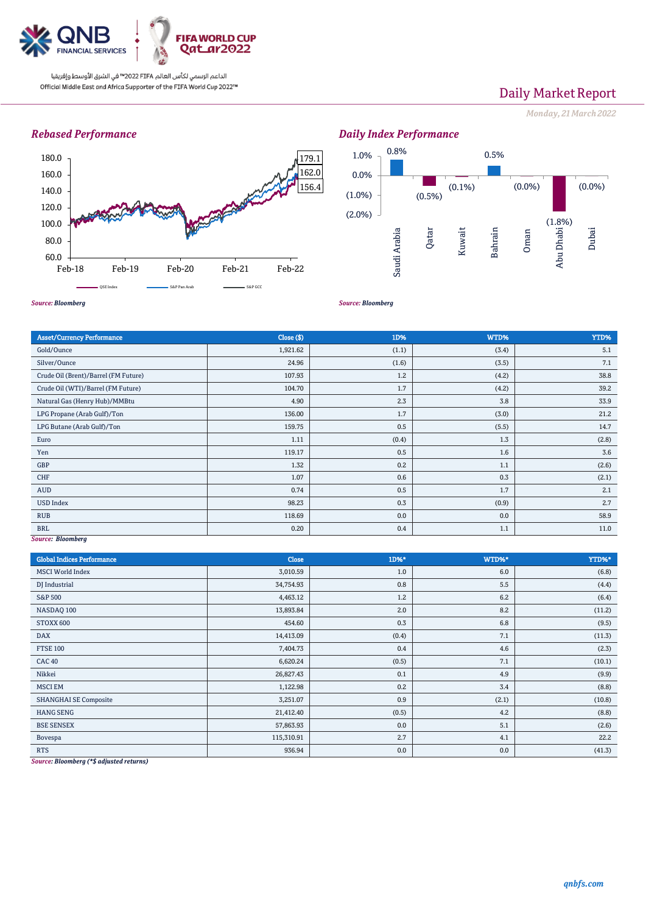QNB FINANCIAL SERVICES | FIFA WORLD CUP Qatar2022

الداعم الرسمي لكأس العالم FIFA 2022™ في الشرق الأوسط وإفريقيا

Official Middle East and Africa Supporter of the FIFA World Cup 2022™

# Daily Market Report

*Monday, 21 March 2022*

## *Rebased Performance*

180.0
160.0
140.0
120.0
100.0
80.0
60.0

Feb-18 Feb-19 Feb-20 Feb-21 Feb-22

179.1
162.0
156.4

QSE Index — S&P Pan Arab — S&P GCC

*Source: Bloomberg*

## *Daily Index Performance*

| Market | Change |
|---|---|
| Saudi Arabia | 0.8% |
| Qatar | (0.5%) |
| Kuwait | (0.1%) |
| Bahrain | 0.5% |
| Oman | (0.0%) |
| Abu Dhabi | (1.8%) |
| Dubai | (0.0%) |

*Source: Bloomberg*

| Asset/Currency Performance | Close ($) | 1D% | WTD% | YTD% |
|---|---|---|---|---|
| Gold/Ounce | 1,921.62 | (1.1) | (3.4) | 5.1 |
| Silver/Ounce | 24.96 | (1.6) | (3.5) | 7.1 |
| Crude Oil (Brent)/Barrel (FM Future) | 107.93 | 1.2 | (4.2) | 38.8 |
| Crude Oil (WTI)/Barrel (FM Future) | 104.70 | 1.7 | (4.2) | 39.2 |
| Natural Gas (Henry Hub)/MMBtu | 4.90 | 2.3 | 3.8 | 33.9 |
| LPG Propane (Arab Gulf)/Ton | 136.00 | 1.7 | (3.0) | 21.2 |
| LPG Butane (Arab Gulf)/Ton | 159.75 | 0.5 | (5.5) | 14.7 |
| Euro | 1.11 | (0.4) | 1.3 | (2.8) |
| Yen | 119.17 | 0.5 | 1.6 | 3.6 |
| GBP | 1.32 | 0.2 | 1.1 | (2.6) |
| CHF | 1.07 | 0.6 | 0.3 | (2.1) |
| AUD | 0.74 | 0.5 | 1.7 | 2.1 |
| USD Index | 98.23 | 0.3 | (0.9) | 2.7 |
| RUB | 118.69 | 0.0 | 0.0 | 58.9 |
| BRL | 0.20 | 0.4 | 1.1 | 11.0 |

*Source: Bloomberg*

| Global Indices Performance | Close | 1D%* | WTD%* | YTD%* |
|---|---|---|---|---|
| MSCI World Index | 3,010.59 | 1.0 | 6.0 | (6.8) |
| DJ Industrial | 34,754.93 | 0.8 | 5.5 | (4.4) |
| S&P 500 | 4,463.12 | 1.2 | 6.2 | (6.4) |
| NASDAQ 100 | 13,893.84 | 2.0 | 8.2 | (11.2) |
| STOXX 600 | 454.60 | 0.3 | 6.8 | (9.5) |
| DAX | 14,413.09 | (0.4) | 7.1 | (11.3) |
| FTSE 100 | 7,404.73 | 0.4 | 4.6 | (2.3) |
| CAC 40 | 6,620.24 | (0.5) | 7.1 | (10.1) |
| Nikkei | 26,827.43 | 0.1 | 4.9 | (9.9) |
| MSCI EM | 1,122.98 | 0.2 | 3.4 | (8.8) |
| SHANGHAI SE Composite | 3,251.07 | 0.9 | (2.1) | (10.8) |
| HANG SENG | 21,412.40 | (0.5) | 4.2 | (8.8) |
| BSE SENSEX | 57,863.93 | 0.0 | 5.1 | (2.6) |
| Bovespa | 115,310.91 | 2.7 | 4.1 | 22.2 |
| RTS | 936.94 | 0.0 | 0.0 | (41.3) |

*Source: Bloomberg (*$ adjusted returns)*

*qnbfs.com*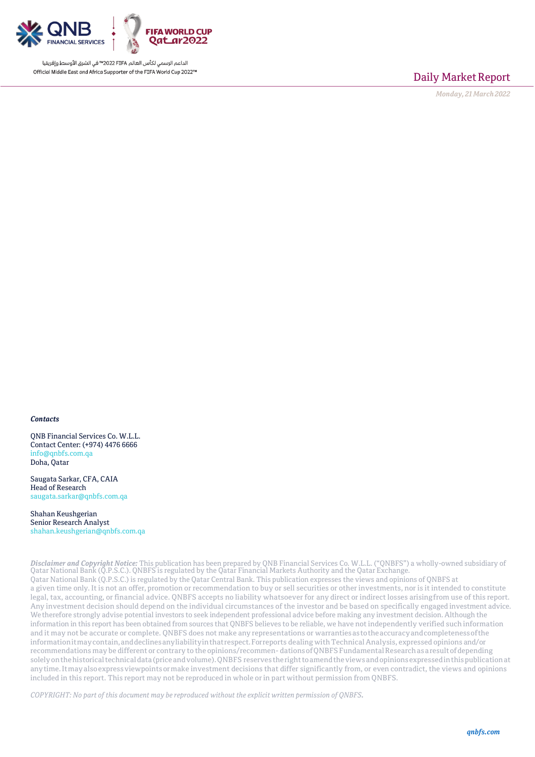***Contacts***

QNB Financial Services Co. W.L.L.
Contact Center: (+974) 4476 6666
info@qnbfs.com.qa
Doha, Qatar

Saugata Sarkar, CFA, CAIA
Head of Research
saugata.sarkar@qnbfs.com.qa

Shahan Keushgerian
Senior Research Analyst
shahan.keushgerian@qnbfs.com.qa

***Disclaimer and Copyright Notice:*** This publication has been prepared by QNB Financial Services Co. W.L.L. ("QNBFS") a wholly-owned subsidiary of Qatar National Bank (Q.P.S.C.). QNBFS is regulated by the Qatar Financial Markets Authority and the Qatar Exchange. Qatar National Bank (Q.P.S.C.) is regulated by the Qatar Central Bank. This publication expresses the views and opinions of QNBFS at a given time only. It is not an offer, promotion or recommendation to buy or sell securities or other investments, nor is it intended to constitute legal, tax, accounting, or financial advice. QNBFS accepts no liability whatsoever for any direct or indirect losses arising from use of this report. Any investment decision should depend on the individual circumstances of the investor and be based on specifically engaged investment advice. We therefore strongly advise potential investors to seek independent professional advice before making any investment decision. Although the information in this report has been obtained from sources that QNBFS believes to be reliable, we have not independently verified such information and it may not be accurate or complete. QNBFS does not make any representations or warranties as to the accuracy and completeness of the information it may contain, and declines any liability in that respect. For reports dealing with Technical Analysis, expressed opinions and/or recommendations may be different or contrary to the opinions/recommen- dations of QNBFS Fundamental Research as a result of depending solely on the historical technical data (price and volume). QNBFS reserves the right to amend the views and opinions expressed in this publication at any time. It may also express viewpoints or make investment decisions that differ significantly from, or even contradict, the views and opinions included in this report. This report may not be reproduced in whole or in part without permission from QNBFS.

*COPYRIGHT: No part of this document may be reproduced without the explicit written permission of QNBFS.*